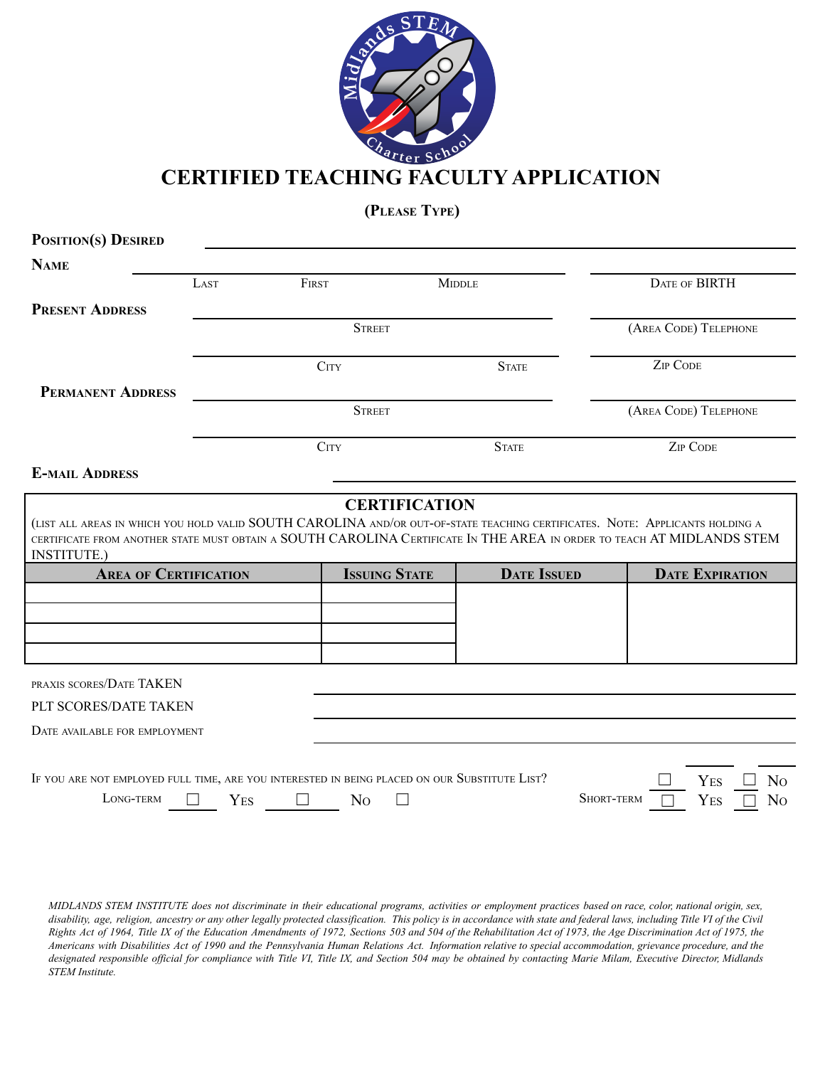# CERTIFIED TEACHING FACULTY APPLICATION

**(PLEASE TYPE)**

**POSITION(S) DESIRED** ______________________________

**NAME** ______________________________ ______________
LAST    FIRST    MIDDLE    DATE OF BIRTH

**PRESENT ADDRESS** ______________________________ ______________
STREET    (AREA CODE) TELEPHONE

______________________________ ______________
CITY    STATE    ZIP CODE

**PERMANENT ADDRESS** ______________________________ ______________
STREET    (AREA CODE) TELEPHONE

______________________________ ______________
CITY    STATE    ZIP CODE

**E-MAIL ADDRESS** ______________________________

## CERTIFICATION

(LIST ALL AREAS IN WHICH YOU HOLD VALID SOUTH CAROLINA AND/OR OUT-OF-STATE TEACHING CERTIFICATES. NOTE: APPLICANTS HOLDING A CERTIFICATE FROM ANOTHER STATE MUST OBTAIN A SOUTH CAROLINA CERTIFICATE IN THE AREA IN ORDER TO TEACH AT MIDLANDS STEM INSTITUTE.)

| AREA OF CERTIFICATION | ISSUING STATE | DATE ISSUED | DATE EXPIRATION |
|---|---|---|---|
| | | | |
| | | | |
| | | | |
| | | | |

PRAXIS SCORES/DATE TAKEN ______________________________

PLT SCORES/DATE TAKEN ______________________________

DATE AVAILABLE FOR EMPLOYMENT ______________________________

IF YOU ARE NOT EMPLOYED FULL TIME, ARE YOU INTERESTED IN BEING PLACED ON OUR SUBSTITUTE LIST? ☐ YES ☐ NO

LONG-TERM ☐ YES ☐ NO ☐    SHORT-TERM ☐ YES ☐ NO

*MIDLANDS STEM INSTITUTE does not discriminate in their educational programs, activities or employment practices based on race, color, national origin, sex, disability, age, religion, ancestry or any other legally protected classification. This policy is in accordance with state and federal laws, including Title VI of the Civil Rights Act of 1964, Title IX of the Education Amendments of 1972, Sections 503 and 504 of the Rehabilitation Act of 1973, the Age Discrimination Act of 1975, the Americans with Disabilities Act of 1990 and the Pennsylvania Human Relations Act. Information relative to special accommodation, grievance procedure, and the designated responsible official for compliance with Title VI, Title IX, and Section 504 may be obtained by contacting Marie Milam, Executive Director, Midlands STEM Institute.*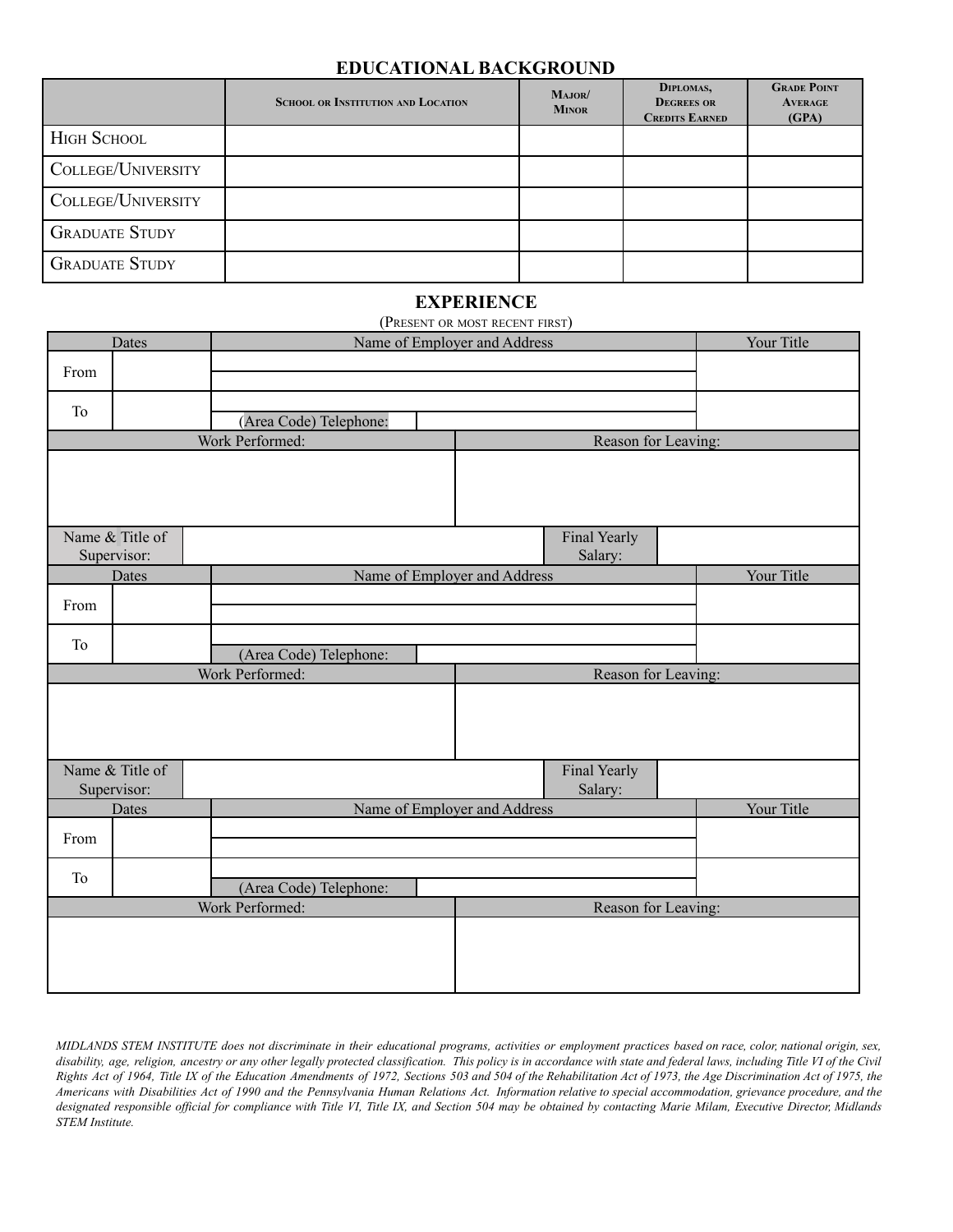## EDUCATIONAL BACKGROUND

| | School or Institution and Location | Major/ Minor | Diplomas, Degrees or Credits Earned | Grade Point Average (GPA) |
|---|---|---|---|---|
| High School | | | | |
| College/University | | | | |
| College/University | | | | |
| Graduate Study | | | | |
| Graduate Study | | | | |

## EXPERIENCE

(Present or most recent first)

| Dates | | Name of Employer and Address | Your Title |
|---|---|---|---|
| From | | | |
| To | | (Area Code) Telephone: | |

| Work Performed: | Reason for Leaving: |
|---|---|
| | |

| Name & Title of Supervisor: | | Final Yearly Salary: | |
|---|---|---|---|

| Dates | | Name of Employer and Address | Your Title |
|---|---|---|---|
| From | | | |
| To | | (Area Code) Telephone: | |

| Work Performed: | Reason for Leaving: |
|---|---|
| | |

| Name & Title of Supervisor: | | Final Yearly Salary: | |
|---|---|---|---|

| Dates | | Name of Employer and Address | Your Title |
|---|---|---|---|
| From | | | |
| To | | (Area Code) Telephone: | |

| Work Performed: | Reason for Leaving: |
|---|---|
| | |

*MIDLANDS STEM INSTITUTE does not discriminate in their educational programs, activities or employment practices based on race, color, national origin, sex, disability, age, religion, ancestry or any other legally protected classification. This policy is in accordance with state and federal laws, including Title VI of the Civil Rights Act of 1964, Title IX of the Education Amendments of 1972, Sections 503 and 504 of the Rehabilitation Act of 1973, the Age Discrimination Act of 1975, the Americans with Disabilities Act of 1990 and the Pennsylvania Human Relations Act. Information relative to special accommodation, grievance procedure, and the designated responsible official for compliance with Title VI, Title IX, and Section 504 may be obtained by contacting Marie Milam, Executive Director, Midlands STEM Institute.*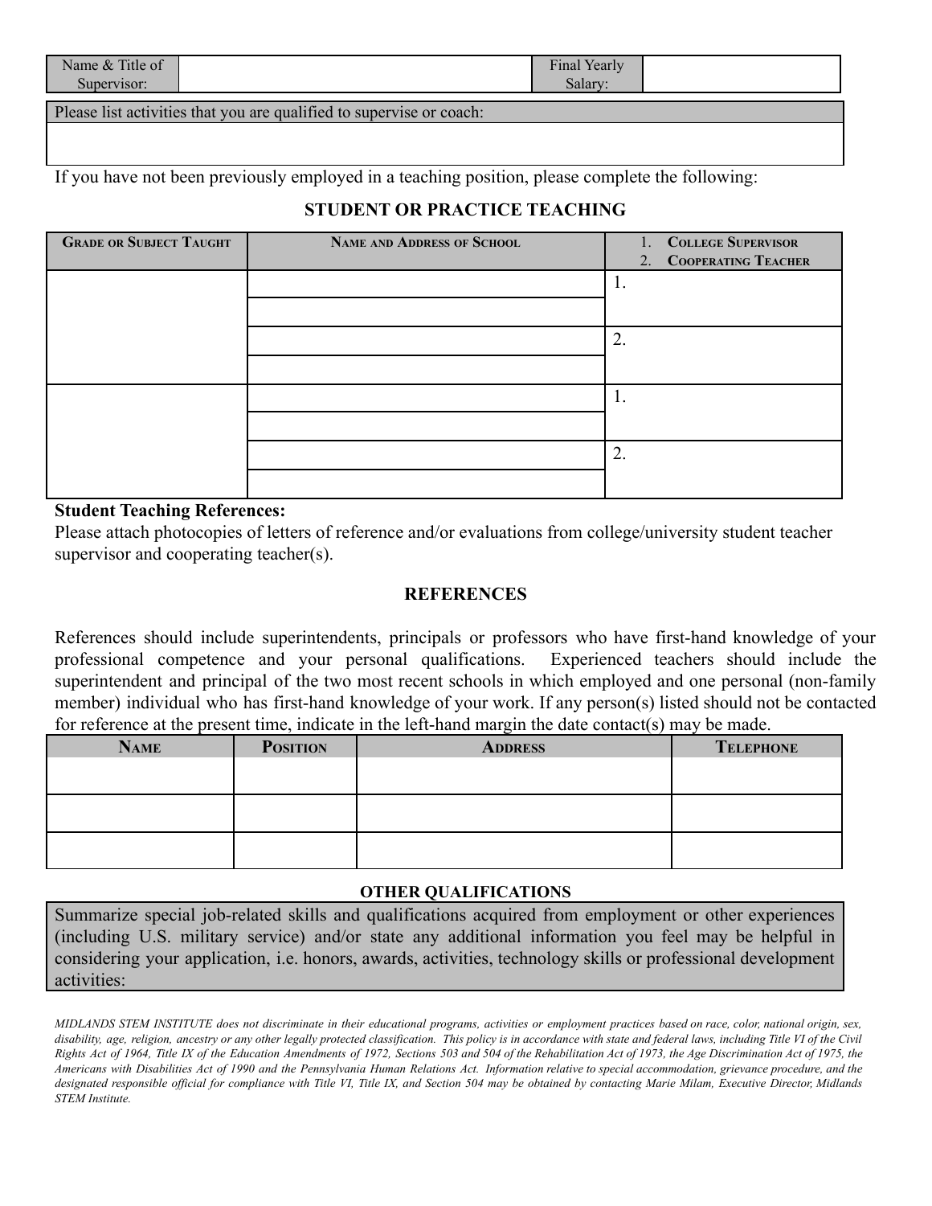| Name & Title of Supervisor: | | Final Yearly Salary: | |
|---|---|---|---|

| Please list activities that you are qualified to supervise or coach: |
|---|
| |

If you have not been previously employed in a teaching position, please complete the following:

## STUDENT OR PRACTICE TEACHING

| Grade or Subject Taught | Name and Address of School | 1. College Supervisor 2. Cooperating Teacher |
|---|---|---|
| | | 1. |
| | | |
| | | 2. |
| | | |
| | | 1. |
| | | |
| | | 2. |
| | | |

**Student Teaching References:**
Please attach photocopies of letters of reference and/or evaluations from college/university student teacher supervisor and cooperating teacher(s).

## REFERENCES

References should include superintendents, principals or professors who have first-hand knowledge of your professional competence and your personal qualifications. Experienced teachers should include the superintendent and principal of the two most recent schools in which employed and one personal (non-family member) individual who has first-hand knowledge of your work. If any person(s) listed should not be contacted for reference at the present time, indicate in the left-hand margin the date contact(s) may be made.

| Name | Position | Address | Telephone |
|---|---|---|---|
| | | | |
| | | | |
| | | | |

## OTHER QUALIFICATIONS

| Summarize special job-related skills and qualifications acquired from employment or other experiences (including U.S. military service) and/or state any additional information you feel may be helpful in considering your application, i.e. honors, awards, activities, technology skills or professional development activities: |
|---|

*MIDLANDS STEM INSTITUTE does not discriminate in their educational programs, activities or employment practices based on race, color, national origin, sex, disability, age, religion, ancestry or any other legally protected classification. This policy is in accordance with state and federal laws, including Title VI of the Civil Rights Act of 1964, Title IX of the Education Amendments of 1972, Sections 503 and 504 of the Rehabilitation Act of 1973, the Age Discrimination Act of 1975, the Americans with Disabilities Act of 1990 and the Pennsylvania Human Relations Act. Information relative to special accommodation, grievance procedure, and the designated responsible official for compliance with Title VI, Title IX, and Section 504 may be obtained by contacting Marie Milam, Executive Director, Midlands STEM Institute.*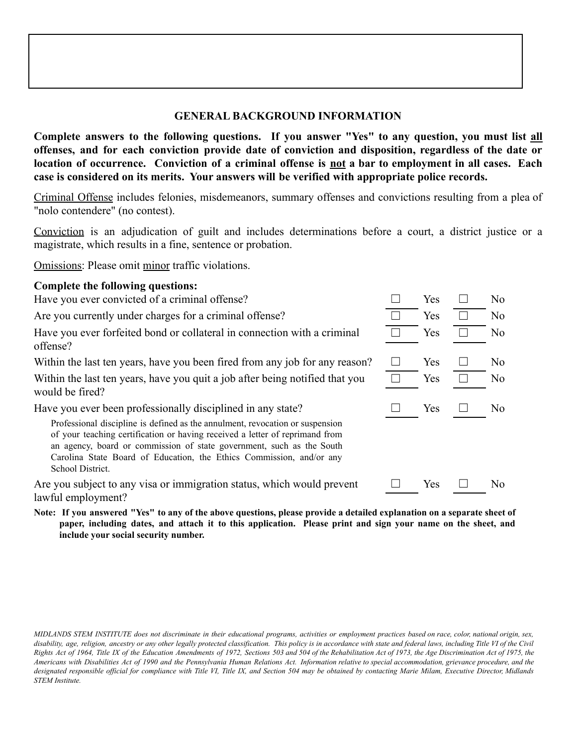## GENERAL BACKGROUND INFORMATION

**Complete answers to the following questions. If you answer "Yes" to any question, you must list <u>all</u> offenses, and for each conviction provide date of conviction and disposition, regardless of the date or location of occurrence. Conviction of a criminal offense is <u>not</u> a bar to employment in all cases. Each case is considered on its merits. Your answers will be verified with appropriate police records.**

<u>Criminal Offense</u> includes felonies, misdemeanors, summary offenses and convictions resulting from a plea of "nolo contendere" (no contest).

<u>Conviction</u> is an adjudication of guilt and includes determinations before a court, a district justice or a magistrate, which results in a fine, sentence or probation.

<u>Omissions</u>: Please omit <u>minor</u> traffic violations.

**Complete the following questions:**

| Question | Yes | No |
|---|---|---|
| Have you ever convicted of a criminal offense? | ☐ Yes | ☐ No |
| Are you currently under charges for a criminal offense? | ☐ Yes | ☐ No |
| Have you ever forfeited bond or collateral in connection with a criminal offense? | ☐ Yes | ☐ No |
| Within the last ten years, have you been fired from any job for any reason? | ☐ Yes | ☐ No |
| Within the last ten years, have you quit a job after being notified that you would be fired? | ☐ Yes | ☐ No |
| Have you ever been professionally disciplined in any state? Professional discipline is defined as the annulment, revocation or suspension of your teaching certification or having received a letter of reprimand from an agency, board or commission of state government, such as the South Carolina State Board of Education, the Ethics Commission, and/or any School District. | ☐ Yes | ☐ No |
| Are you subject to any visa or immigration status, which would prevent lawful employment? | ☐ Yes | ☐ No |

**Note: If you answered "Yes" to any of the above questions, please provide a detailed explanation on a separate sheet of paper, including dates, and attach it to this application. Please print and sign your name on the sheet, and include your social security number.**

*MIDLANDS STEM INSTITUTE does not discriminate in their educational programs, activities or employment practices based on race, color, national origin, sex, disability, age, religion, ancestry or any other legally protected classification. This policy is in accordance with state and federal laws, including Title VI of the Civil Rights Act of 1964, Title IX of the Education Amendments of 1972, Sections 503 and 504 of the Rehabilitation Act of 1973, the Age Discrimination Act of 1975, the Americans with Disabilities Act of 1990 and the Pennsylvania Human Relations Act. Information relative to special accommodation, grievance procedure, and the designated responsible official for compliance with Title VI, Title IX, and Section 504 may be obtained by contacting Marie Milam, Executive Director, Midlands STEM Institute.*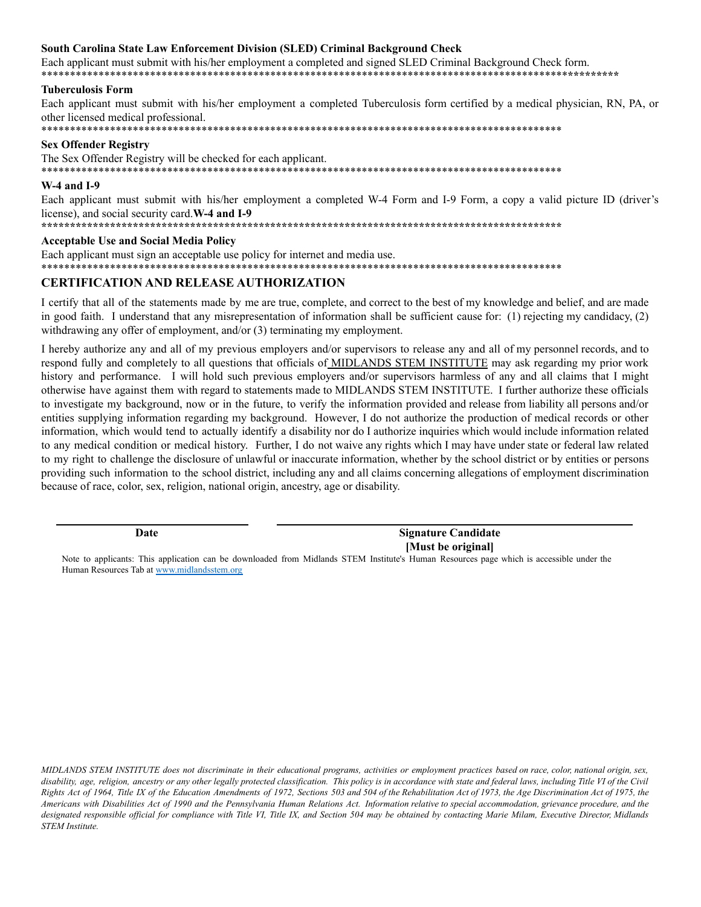**South Carolina State Law Enforcement Division (SLED) Criminal Background Check**

Each applicant must submit with his/her employment a completed and signed SLED Criminal Background Check form.

*****************************************************************************************************

**Tuberculosis Form**

Each applicant must submit with his/her employment a completed Tuberculosis form certified by a medical physician, RN, PA, or other licensed medical professional.

*****************************************************************************************************

**Sex Offender Registry**

The Sex Offender Registry will be checked for each applicant.

*****************************************************************************************************

**W-4 and I-9**

Each applicant must submit with his/her employment a completed W-4 Form and I-9 Form, a copy a valid picture ID (driver's license), and social security card.**W-4 and I-9**

*****************************************************************************************************

**Acceptable Use and Social Media Policy**

Each applicant must sign an acceptable use policy for internet and media use.

*****************************************************************************************************

## CERTIFICATION AND RELEASE AUTHORIZATION

I certify that all of the statements made by me are true, complete, and correct to the best of my knowledge and belief, and are made in good faith. I understand that any misrepresentation of information shall be sufficient cause for: (1) rejecting my candidacy, (2) withdrawing any offer of employment, and/or (3) terminating my employment.

I hereby authorize any and all of my previous employers and/or supervisors to release any and all of my personnel records, and to respond fully and completely to all questions that officials of MIDLANDS STEM INSTITUTE may ask regarding my prior work history and performance. I will hold such previous employers and/or supervisors harmless of any and all claims that I might otherwise have against them with regard to statements made to MIDLANDS STEM INSTITUTE. I further authorize these officials to investigate my background, now or in the future, to verify the information provided and release from liability all persons and/or entities supplying information regarding my background. However, I do not authorize the production of medical records or other information, which would tend to actually identify a disability nor do I authorize inquiries which would include information related to any medical condition or medical history. Further, I do not waive any rights which I may have under state or federal law related to my right to challenge the disclosure of unlawful or inaccurate information, whether by the school district or by entities or persons providing such information to the school district, including any and all claims concerning allegations of employment discrimination because of race, color, sex, religion, national origin, ancestry, age or disability.

______________________________ ______________________________________________

**Date** **Signature Candidate [Must be original]**

Note to applicants: This application can be downloaded from Midlands STEM Institute's Human Resources page which is accessible under the Human Resources Tab at www.midlandsstem.org

*MIDLANDS STEM INSTITUTE does not discriminate in their educational programs, activities or employment practices based on race, color, national origin, sex, disability, age, religion, ancestry or any other legally protected classification. This policy is in accordance with state and federal laws, including Title VI of the Civil Rights Act of 1964, Title IX of the Education Amendments of 1972, Sections 503 and 504 of the Rehabilitation Act of 1973, the Age Discrimination Act of 1975, the Americans with Disabilities Act of 1990 and the Pennsylvania Human Relations Act. Information relative to special accommodation, grievance procedure, and the designated responsible official for compliance with Title VI, Title IX, and Section 504 may be obtained by contacting Marie Milam, Executive Director, Midlands STEM Institute.*